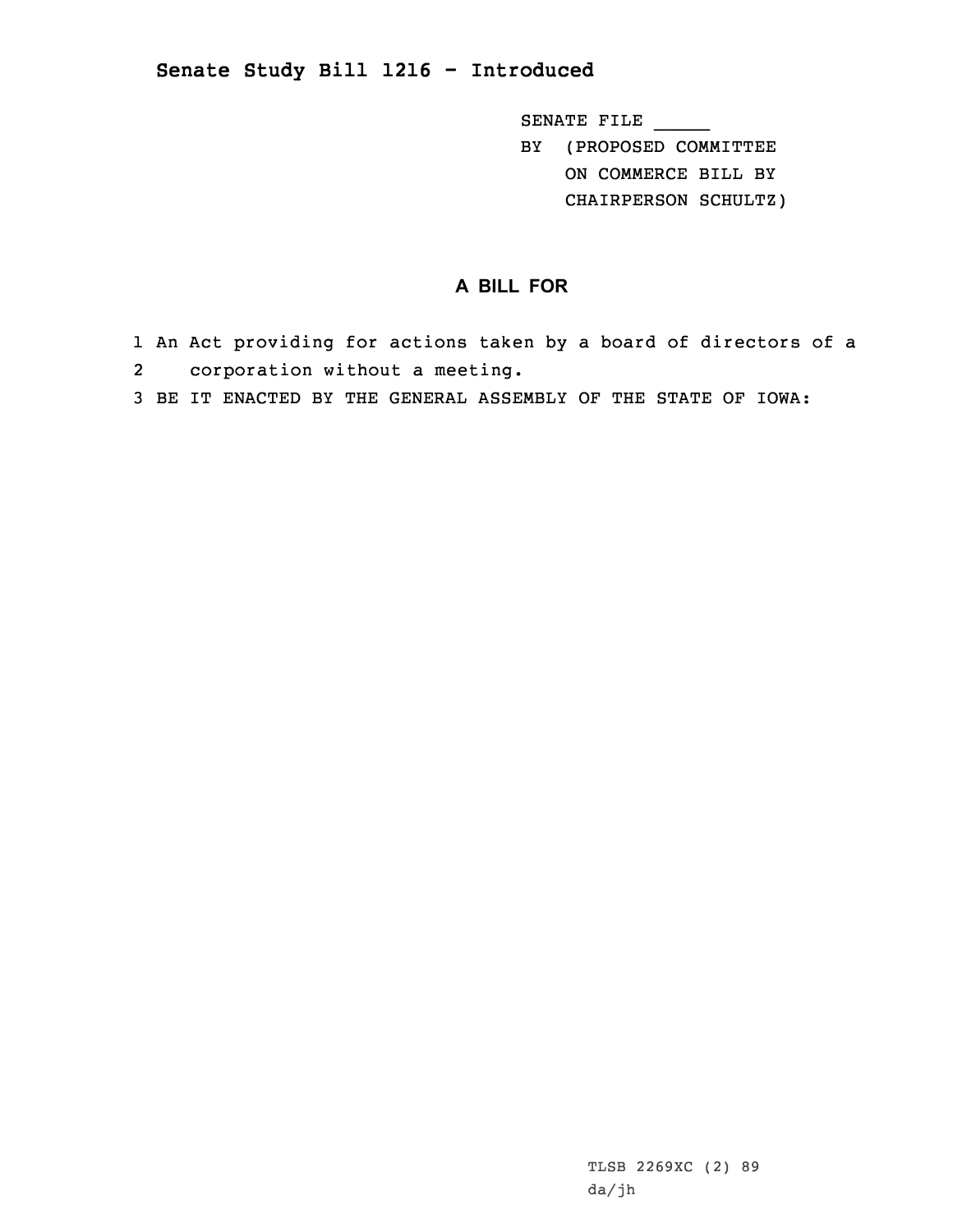## Senate Study Bill 1216 - Introduced

SENATE FILE _____
BY (PROPOSED COMMITTEE ON COMMERCE BILL BY CHAIRPERSON SCHULTZ)

### A BILL FOR

1 An Act providing for actions taken by a board of directors of a
2 corporation without a meeting.
3 BE IT ENACTED BY THE GENERAL ASSEMBLY OF THE STATE OF IOWA:

TLSB 2269XC (2) 89
da/jh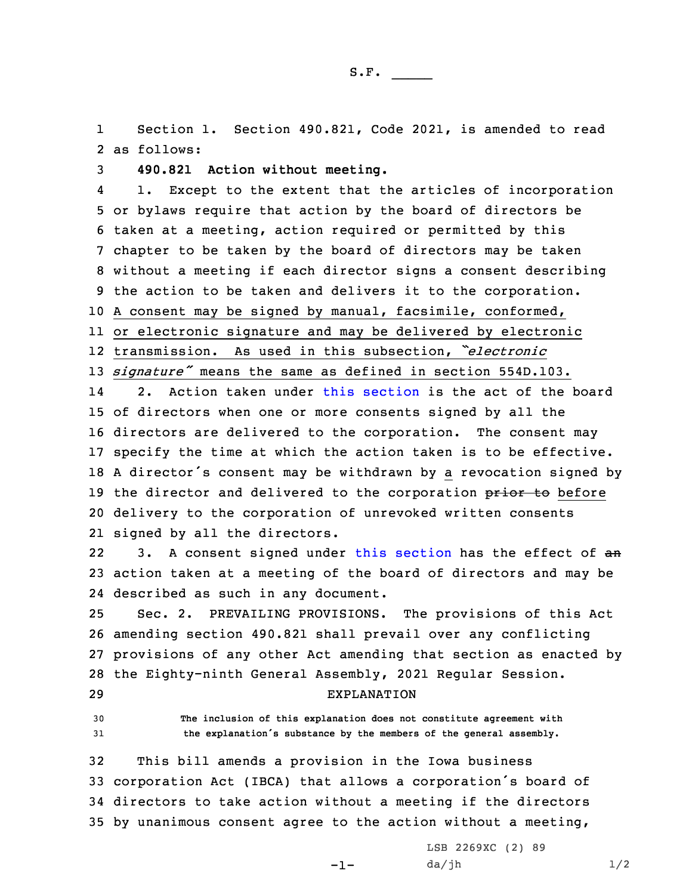S.F. _____

Section 1. Section 490.821, Code 2021, is amended to read as follows:

**490.821 Action without meeting.**

1. Except to the extent that the articles of incorporation or bylaws require that action by the board of directors be taken at a meeting, action required or permitted by this chapter to be taken by the board of directors may be taken without a meeting if each director signs a consent describing the action to be taken and delivers it to the corporation. A consent may be signed by manual, facsimile, conformed, or electronic signature and may be delivered by electronic transmission. As used in this subsection, *"electronic signature"* means the same as defined in section 554D.103.

2. Action taken under this section is the act of the board of directors when one or more consents signed by all the directors are delivered to the corporation. The consent may specify the time at which the action taken is to be effective. A director's consent may be withdrawn by a revocation signed by the director and delivered to the corporation ~~prior to~~ before delivery to the corporation of unrevoked written consents signed by all the directors.

3. A consent signed under this section has the effect of ~~an~~ action taken at a meeting of the board of directors and may be described as such in any document.

Sec. 2. PREVAILING PROVISIONS. The provisions of this Act amending section 490.821 shall prevail over any conflicting provisions of any other Act amending that section as enacted by the Eighty-ninth General Assembly, 2021 Regular Session.

EXPLANATION

The inclusion of this explanation does not constitute agreement with the explanation's substance by the members of the general assembly.

This bill amends a provision in the Iowa business corporation Act (IBCA) that allows a corporation's board of directors to take action without a meeting if the directors by unanimous consent agree to the action without a meeting,

LSB 2269XC (2) 89
da/jh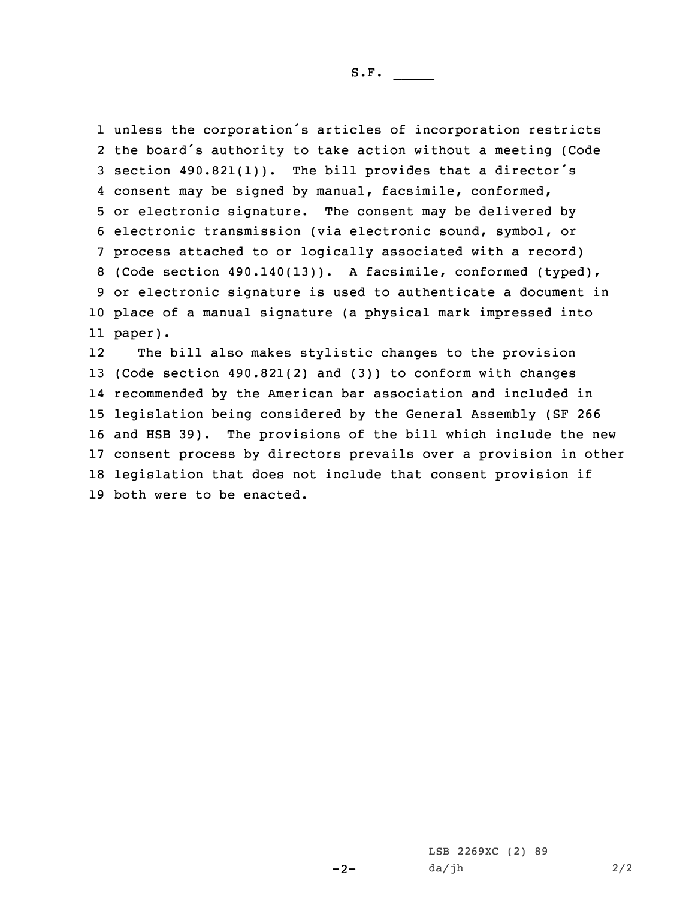unless the corporation's articles of incorporation restricts the board's authority to take action without a meeting (Code section 490.821(1)). The bill provides that a director's consent may be signed by manual, facsimile, conformed, or electronic signature. The consent may be delivered by electronic transmission (via electronic sound, symbol, or process attached to or logically associated with a record) (Code section 490.140(13)). A facsimile, conformed (typed), or electronic signature is used to authenticate a document in place of a manual signature (a physical mark impressed into paper).

The bill also makes stylistic changes to the provision (Code section 490.821(2) and (3)) to conform with changes recommended by the American bar association and included in legislation being considered by the General Assembly (SF 266 and HSB 39). The provisions of the bill which include the new consent process by directors prevails over a provision in other legislation that does not include that consent provision if both were to be enacted.

LSB 2269XC (2) 89
da/jh